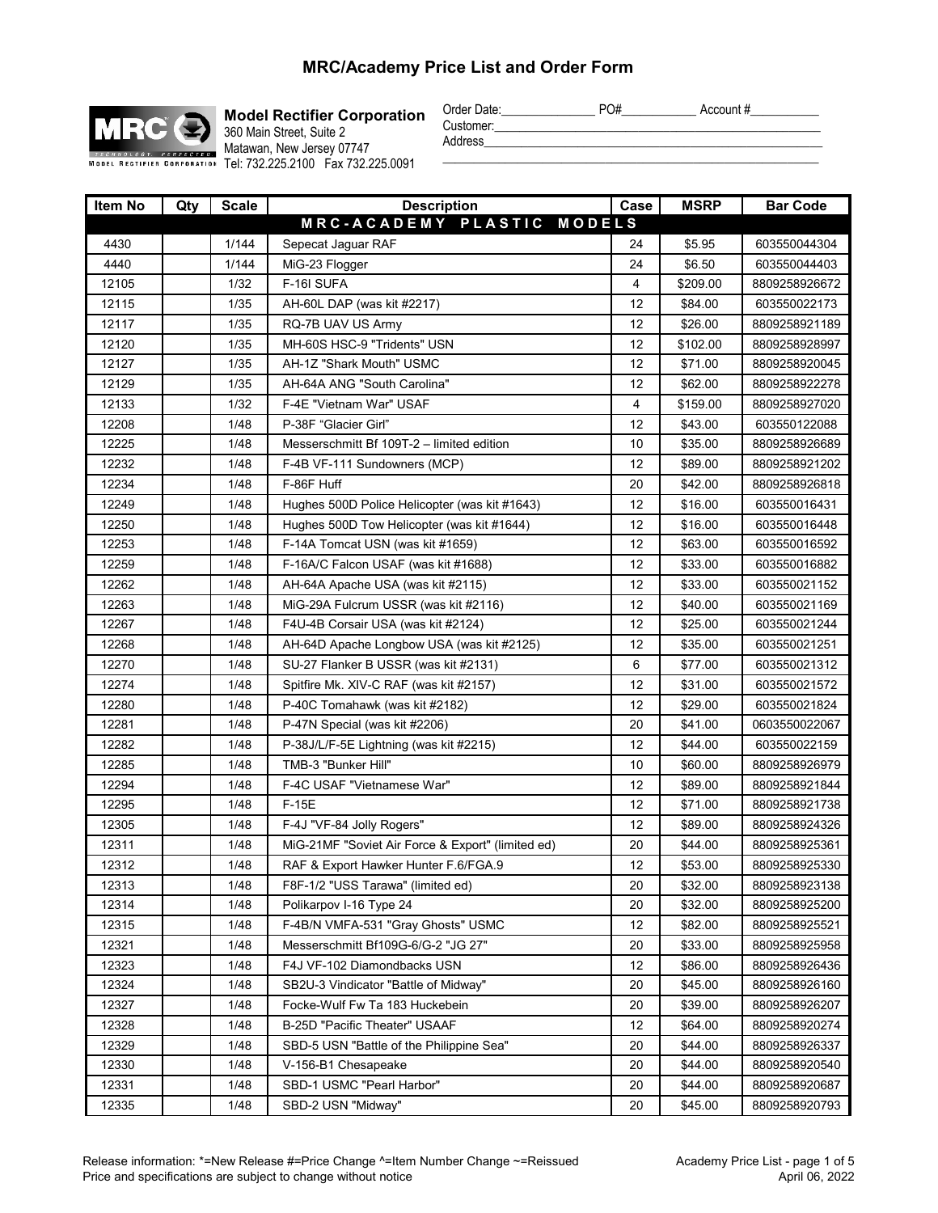# MRC/Academy Price List and Order Form

**Model Rectifier Corporation**
360 Main Street, Suite 2
Matawan, New Jersey 07747
Tel: 732.225.2100 Fax 732.225.0091

Order Date:_______________ PO#___________ Account #___________
Customer:_____________________________________________________
Address_______________________________________________________
______________________________________________________________

| Item No | Qty | Scale | Description | Case | MSRP | Bar Code |
|---|---|---|---|---|---|---|
| **MRC-ACADEMY PLASTIC MODELS** | | | | | | |
| 4430 | | 1/144 | Sepecat Jaguar RAF | 24 | $5.95 | 603550044304 |
| 4440 | | 1/144 | MiG-23 Flogger | 24 | $6.50 | 603550044403 |
| 12105 | | 1/32 | F-16I SUFA | 4 | $209.00 | 8809258926672 |
| 12115 | | 1/35 | AH-60L DAP (was kit #2217) | 12 | $84.00 | 603550022173 |
| 12117 | | 1/35 | RQ-7B UAV US Army | 12 | $26.00 | 8809258921189 |
| 12120 | | 1/35 | MH-60S HSC-9 "Tridents" USN | 12 | $102.00 | 8809258928997 |
| 12127 | | 1/35 | AH-1Z "Shark Mouth" USMC | 12 | $71.00 | 8809258920045 |
| 12129 | | 1/35 | AH-64A ANG "South Carolina" | 12 | $62.00 | 8809258922278 |
| 12133 | | 1/32 | F-4E "Vietnam War" USAF | 4 | $159.00 | 8809258927020 |
| 12208 | | 1/48 | P-38F "Glacier Girl" | 12 | $43.00 | 603550122088 |
| 12225 | | 1/48 | Messerschmitt Bf 109T-2 – limited edition | 10 | $35.00 | 8809258926689 |
| 12232 | | 1/48 | F-4B VF-111 Sundowners (MCP) | 12 | $89.00 | 8809258921202 |
| 12234 | | 1/48 | F-86F Huff | 20 | $42.00 | 8809258926818 |
| 12249 | | 1/48 | Hughes 500D Police Helicopter (was kit #1643) | 12 | $16.00 | 603550016431 |
| 12250 | | 1/48 | Hughes 500D Tow Helicopter (was kit #1644) | 12 | $16.00 | 603550016448 |
| 12253 | | 1/48 | F-14A Tomcat USN (was kit #1659) | 12 | $63.00 | 603550016592 |
| 12259 | | 1/48 | F-16A/C Falcon USAF (was kit #1688) | 12 | $33.00 | 603550016882 |
| 12262 | | 1/48 | AH-64A Apache USA (was kit #2115) | 12 | $33.00 | 603550021152 |
| 12263 | | 1/48 | MiG-29A Fulcrum USSR (was kit #2116) | 12 | $40.00 | 603550021169 |
| 12267 | | 1/48 | F4U-4B Corsair USA (was kit #2124) | 12 | $25.00 | 603550021244 |
| 12268 | | 1/48 | AH-64D Apache Longbow USA (was kit #2125) | 12 | $35.00 | 603550021251 |
| 12270 | | 1/48 | SU-27 Flanker B USSR (was kit #2131) | 6 | $77.00 | 603550021312 |
| 12274 | | 1/48 | Spitfire Mk. XIV-C RAF (was kit #2157) | 12 | $31.00 | 603550021572 |
| 12280 | | 1/48 | P-40C Tomahawk (was kit #2182) | 12 | $29.00 | 603550021824 |
| 12281 | | 1/48 | P-47N Special (was kit #2206) | 20 | $41.00 | 0603550022067 |
| 12282 | | 1/48 | P-38J/L/F-5E Lightning (was kit #2215) | 12 | $44.00 | 603550022159 |
| 12285 | | 1/48 | TMB-3 "Bunker Hill" | 10 | $60.00 | 8809258926979 |
| 12294 | | 1/48 | F-4C USAF "Vietnamese War" | 12 | $89.00 | 8809258921844 |
| 12295 | | 1/48 | F-15E | 12 | $71.00 | 8809258921738 |
| 12305 | | 1/48 | F-4J "VF-84 Jolly Rogers" | 12 | $89.00 | 8809258924326 |
| 12311 | | 1/48 | MiG-21MF "Soviet Air Force & Export" (limited ed) | 20 | $44.00 | 8809258925361 |
| 12312 | | 1/48 | RAF & Export Hawker Hunter F.6/FGA.9 | 12 | $53.00 | 8809258925330 |
| 12313 | | 1/48 | F8F-1/2 "USS Tarawa" (limited ed) | 20 | $32.00 | 8809258923138 |
| 12314 | | 1/48 | Polikarpov I-16 Type 24 | 20 | $32.00 | 8809258925200 |
| 12315 | | 1/48 | F-4B/N VMFA-531 "Gray Ghosts" USMC | 12 | $82.00 | 8809258925521 |
| 12321 | | 1/48 | Messerschmitt Bf109G-6/G-2 "JG 27" | 20 | $33.00 | 8809258925958 |
| 12323 | | 1/48 | F4J VF-102 Diamondbacks USN | 12 | $86.00 | 8809258926436 |
| 12324 | | 1/48 | SB2U-3 Vindicator "Battle of Midway" | 20 | $45.00 | 8809258926160 |
| 12327 | | 1/48 | Focke-Wulf Fw Ta 183 Huckebein | 20 | $39.00 | 8809258926207 |
| 12328 | | 1/48 | B-25D "Pacific Theater" USAAF | 12 | $64.00 | 8809258920274 |
| 12329 | | 1/48 | SBD-5 USN "Battle of the Philippine Sea" | 20 | $44.00 | 8809258926337 |
| 12330 | | 1/48 | V-156-B1 Chesapeake | 20 | $44.00 | 8809258920540 |
| 12331 | | 1/48 | SBD-1 USMC "Pearl Harbor" | 20 | $44.00 | 8809258920687 |
| 12335 | | 1/48 | SBD-2 USN "Midway" | 20 | $45.00 | 8809258920793 |

Release information: *=New Release #=Price Change ^=Item Number Change ~=Reissued
Price and specifications are subject to change without notice

April 06, 2022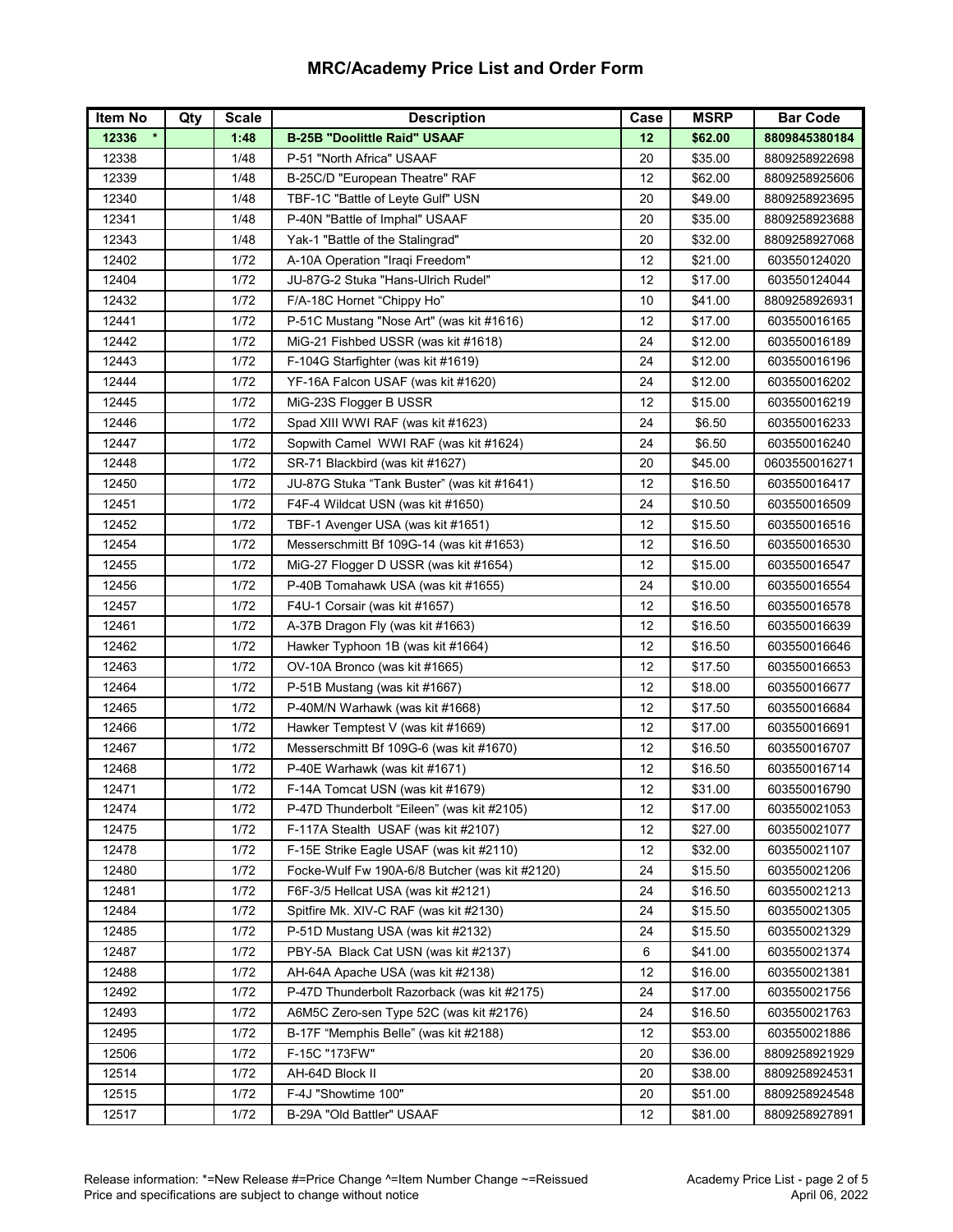# MRC/Academy Price List and Order Form

| Item No | Qty | Scale | Description | Case | MSRP | Bar Code |
|---|---|---|---|---|---|---|
| **12336 \*** | | **1:48** | **B-25B "Doolittle Raid" USAAF** | **12** | **$62.00** | **8809845380184** |
| 12338 | | 1/48 | P-51 "North Africa" USAAF | 20 | $35.00 | 8809258922698 |
| 12339 | | 1/48 | B-25C/D "European Theatre" RAF | 12 | $62.00 | 8809258925606 |
| 12340 | | 1/48 | TBF-1C "Battle of Leyte Gulf" USN | 20 | $49.00 | 8809258923695 |
| 12341 | | 1/48 | P-40N "Battle of Imphal" USAAF | 20 | $35.00 | 8809258923688 |
| 12343 | | 1/48 | Yak-1 "Battle of the Stalingrad" | 20 | $32.00 | 8809258927068 |
| 12402 | | 1/72 | A-10A Operation "Iraqi Freedom" | 12 | $21.00 | 603550124020 |
| 12404 | | 1/72 | JU-87G-2 Stuka "Hans-Ulrich Rudel" | 12 | $17.00 | 603550124044 |
| 12432 | | 1/72 | F/A-18C Hornet "Chippy Ho" | 10 | $41.00 | 8809258926931 |
| 12441 | | 1/72 | P-51C Mustang "Nose Art" (was kit #1616) | 12 | $17.00 | 603550016165 |
| 12442 | | 1/72 | MiG-21 Fishbed USSR (was kit #1618) | 24 | $12.00 | 603550016189 |
| 12443 | | 1/72 | F-104G Starfighter (was kit #1619) | 24 | $12.00 | 603550016196 |
| 12444 | | 1/72 | YF-16A Falcon USAF (was kit #1620) | 24 | $12.00 | 603550016202 |
| 12445 | | 1/72 | MiG-23S Flogger B USSR | 12 | $15.00 | 603550016219 |
| 12446 | | 1/72 | Spad XIII WWI RAF (was kit #1623) | 24 | $6.50 | 603550016233 |
| 12447 | | 1/72 | Sopwith Camel WWI RAF (was kit #1624) | 24 | $6.50 | 603550016240 |
| 12448 | | 1/72 | SR-71 Blackbird (was kit #1627) | 20 | $45.00 | 0603550016271 |
| 12450 | | 1/72 | JU-87G Stuka "Tank Buster" (was kit #1641) | 12 | $16.50 | 603550016417 |
| 12451 | | 1/72 | F4F-4 Wildcat USN (was kit #1650) | 24 | $10.50 | 603550016509 |
| 12452 | | 1/72 | TBF-1 Avenger USA (was kit #1651) | 12 | $15.50 | 603550016516 |
| 12454 | | 1/72 | Messerschmitt Bf 109G-14 (was kit #1653) | 12 | $16.50 | 603550016530 |
| 12455 | | 1/72 | MiG-27 Flogger D USSR (was kit #1654) | 12 | $15.00 | 603550016547 |
| 12456 | | 1/72 | P-40B Tomahawk USA (was kit #1655) | 24 | $10.00 | 603550016554 |
| 12457 | | 1/72 | F4U-1 Corsair (was kit #1657) | 12 | $16.50 | 603550016578 |
| 12461 | | 1/72 | A-37B Dragon Fly (was kit #1663) | 12 | $16.50 | 603550016639 |
| 12462 | | 1/72 | Hawker Typhoon 1B (was kit #1664) | 12 | $16.50 | 603550016646 |
| 12463 | | 1/72 | OV-10A Bronco (was kit #1665) | 12 | $17.50 | 603550016653 |
| 12464 | | 1/72 | P-51B Mustang (was kit #1667) | 12 | $18.00 | 603550016677 |
| 12465 | | 1/72 | P-40M/N Warhawk (was kit #1668) | 12 | $17.50 | 603550016684 |
| 12466 | | 1/72 | Hawker Temptest V (was kit #1669) | 12 | $17.00 | 603550016691 |
| 12467 | | 1/72 | Messerschmitt Bf 109G-6 (was kit #1670) | 12 | $16.50 | 603550016707 |
| 12468 | | 1/72 | P-40E Warhawk (was kit #1671) | 12 | $16.50 | 603550016714 |
| 12471 | | 1/72 | F-14A Tomcat USN (was kit #1679) | 12 | $31.00 | 603550016790 |
| 12474 | | 1/72 | P-47D Thunderbolt "Eileen" (was kit #2105) | 12 | $17.00 | 603550021053 |
| 12475 | | 1/72 | F-117A Stealth USAF (was kit #2107) | 12 | $27.00 | 603550021077 |
| 12478 | | 1/72 | F-15E Strike Eagle USAF (was kit #2110) | 12 | $32.00 | 603550021107 |
| 12480 | | 1/72 | Focke-Wulf Fw 190A-6/8 Butcher (was kit #2120) | 24 | $15.50 | 603550021206 |
| 12481 | | 1/72 | F6F-3/5 Hellcat USA (was kit #2121) | 24 | $16.50 | 603550021213 |
| 12484 | | 1/72 | Spitfire Mk. XIV-C RAF (was kit #2130) | 24 | $15.50 | 603550021305 |
| 12485 | | 1/72 | P-51D Mustang USA (was kit #2132) | 24 | $15.50 | 603550021329 |
| 12487 | | 1/72 | PBY-5A Black Cat USN (was kit #2137) | 6 | $41.00 | 603550021374 |
| 12488 | | 1/72 | AH-64A Apache USA (was kit #2138) | 12 | $16.00 | 603550021381 |
| 12492 | | 1/72 | P-47D Thunderbolt Razorback (was kit #2175) | 24 | $17.00 | 603550021756 |
| 12493 | | 1/72 | A6M5C Zero-sen Type 52C (was kit #2176) | 24 | $16.50 | 603550021763 |
| 12495 | | 1/72 | B-17F "Memphis Belle" (was kit #2188) | 12 | $53.00 | 603550021886 |
| 12506 | | 1/72 | F-15C "173FW" | 20 | $36.00 | 8809258921929 |
| 12514 | | 1/72 | AH-64D Block II | 20 | $38.00 | 8809258924531 |
| 12515 | | 1/72 | F-4J "Showtime 100" | 20 | $51.00 | 8809258924548 |
| 12517 | | 1/72 | B-29A "Old Battler" USAAF | 12 | $81.00 | 8809258927891 |

Release information: *=New Release #=Price Change ^=Item Number Change ~=Reissued
Price and specifications are subject to change without notice

April 06, 2022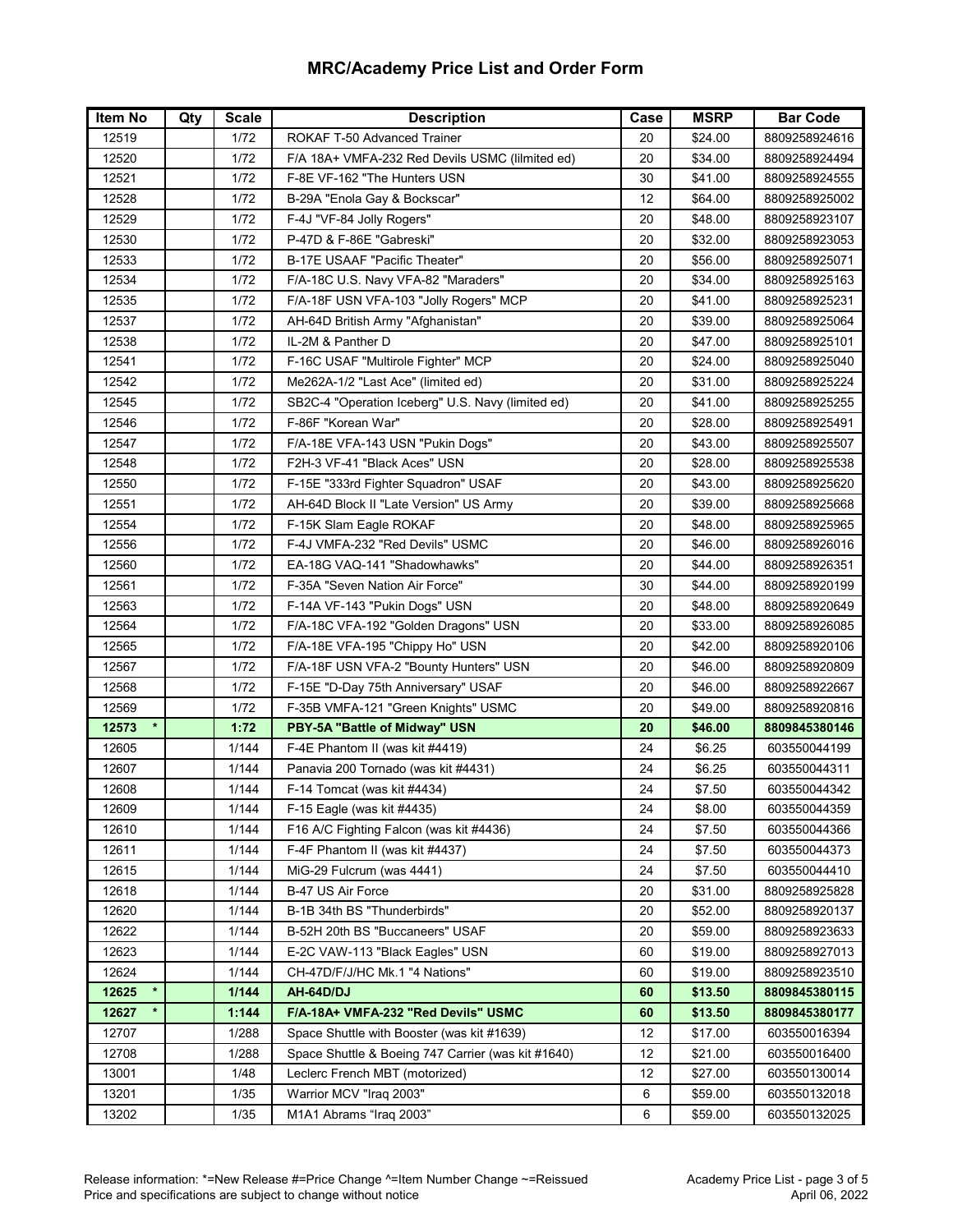# MRC/Academy Price List and Order Form

| Item No | Qty | Scale | Description | Case | MSRP | Bar Code |
|---|---|---|---|---|---|---|
| 12519 | | 1/72 | ROKAF T-50 Advanced Trainer | 20 | $24.00 | 8809258924616 |
| 12520 | | 1/72 | F/A 18A+ VMFA-232 Red Devils USMC (lilmited ed) | 20 | $34.00 | 8809258924494 |
| 12521 | | 1/72 | F-8E VF-162 "The Hunters USN | 30 | $41.00 | 8809258924555 |
| 12528 | | 1/72 | B-29A "Enola Gay & Bockscar" | 12 | $64.00 | 8809258925002 |
| 12529 | | 1/72 | F-4J "VF-84 Jolly Rogers" | 20 | $48.00 | 8809258923107 |
| 12530 | | 1/72 | P-47D & F-86E "Gabreski" | 20 | $32.00 | 8809258923053 |
| 12533 | | 1/72 | B-17E USAAF "Pacific Theater" | 20 | $56.00 | 8809258925071 |
| 12534 | | 1/72 | F/A-18C U.S. Navy VFA-82 "Maraders" | 20 | $34.00 | 8809258925163 |
| 12535 | | 1/72 | F/A-18F USN VFA-103 "Jolly Rogers" MCP | 20 | $41.00 | 8809258925231 |
| 12537 | | 1/72 | AH-64D British Army "Afghanistan" | 20 | $39.00 | 8809258925064 |
| 12538 | | 1/72 | IL-2M & Panther D | 20 | $47.00 | 8809258925101 |
| 12541 | | 1/72 | F-16C USAF "Multirole Fighter" MCP | 20 | $24.00 | 8809258925040 |
| 12542 | | 1/72 | Me262A-1/2 "Last Ace" (limited ed) | 20 | $31.00 | 8809258925224 |
| 12545 | | 1/72 | SB2C-4 "Operation Iceberg" U.S. Navy (limited ed) | 20 | $41.00 | 8809258925255 |
| 12546 | | 1/72 | F-86F "Korean War" | 20 | $28.00 | 8809258925491 |
| 12547 | | 1/72 | F/A-18E VFA-143 USN "Pukin Dogs" | 20 | $43.00 | 8809258925507 |
| 12548 | | 1/72 | F2H-3 VF-41 "Black Aces" USN | 20 | $28.00 | 8809258925538 |
| 12550 | | 1/72 | F-15E "333rd Fighter Squadron" USAF | 20 | $43.00 | 8809258925620 |
| 12551 | | 1/72 | AH-64D Block II "Late Version" US Army | 20 | $39.00 | 8809258925668 |
| 12554 | | 1/72 | F-15K Slam Eagle ROKAF | 20 | $48.00 | 8809258925965 |
| 12556 | | 1/72 | F-4J VMFA-232 "Red Devils" USMC | 20 | $46.00 | 8809258926016 |
| 12560 | | 1/72 | EA-18G VAQ-141 "Shadowhawks" | 20 | $44.00 | 8809258926351 |
| 12561 | | 1/72 | F-35A "Seven Nation Air Force" | 30 | $44.00 | 8809258920199 |
| 12563 | | 1/72 | F-14A VF-143 "Pukin Dogs" USN | 20 | $48.00 | 8809258920649 |
| 12564 | | 1/72 | F/A-18C VFA-192 "Golden Dragons" USN | 20 | $33.00 | 8809258926085 |
| 12565 | | 1/72 | F/A-18E VFA-195 "Chippy Ho" USN | 20 | $42.00 | 8809258920106 |
| 12567 | | 1/72 | F/A-18F USN VFA-2 "Bounty Hunters" USN | 20 | $46.00 | 8809258920809 |
| 12568 | | 1/72 | F-15E "D-Day 75th Anniversary" USAF | 20 | $46.00 | 8809258922667 |
| 12569 | | 1/72 | F-35B VMFA-121 "Green Knights" USMC | 20 | $49.00 | 8809258920816 |
| **12573 \*** | | **1:72** | **PBY-5A "Battle of Midway" USN** | **20** | **$46.00** | **8809845380146** |
| 12605 | | 1/144 | F-4E Phantom II (was kit #4419) | 24 | $6.25 | 603550044199 |
| 12607 | | 1/144 | Panavia 200 Tornado (was kit #4431) | 24 | $6.25 | 603550044311 |
| 12608 | | 1/144 | F-14 Tomcat (was kit #4434) | 24 | $7.50 | 603550044342 |
| 12609 | | 1/144 | F-15 Eagle (was kit #4435) | 24 | $8.00 | 603550044359 |
| 12610 | | 1/144 | F16 A/C Fighting Falcon (was kit #4436) | 24 | $7.50 | 603550044366 |
| 12611 | | 1/144 | F-4F Phantom II (was kit #4437) | 24 | $7.50 | 603550044373 |
| 12615 | | 1/144 | MiG-29 Fulcrum (was 4441) | 24 | $7.50 | 603550044410 |
| 12618 | | 1/144 | B-47 US Air Force | 20 | $31.00 | 8809258925828 |
| 12620 | | 1/144 | B-1B 34th BS "Thunderbirds" | 20 | $52.00 | 8809258920137 |
| 12622 | | 1/144 | B-52H 20th BS "Buccaneers" USAF | 20 | $59.00 | 8809258923633 |
| 12623 | | 1/144 | E-2C VAW-113 "Black Eagles" USN | 60 | $19.00 | 8809258927013 |
| 12624 | | 1/144 | CH-47D/F/J/HC Mk.1 "4 Nations" | 60 | $19.00 | 8809258923510 |
| **12625 \*** | | **1/144** | **AH-64D/DJ** | **60** | **$13.50** | **8809845380115** |
| **12627 \*** | | **1:144** | **F/A-18A+ VMFA-232 "Red Devils" USMC** | **60** | **$13.50** | **8809845380177** |
| 12707 | | 1/288 | Space Shuttle with Booster (was kit #1639) | 12 | $17.00 | 603550016394 |
| 12708 | | 1/288 | Space Shuttle & Boeing 747 Carrier (was kit #1640) | 12 | $21.00 | 603550016400 |
| 13001 | | 1/48 | Leclerc French MBT (motorized) | 12 | $27.00 | 603550130014 |
| 13201 | | 1/35 | Warrior MCV "Iraq 2003" | 6 | $59.00 | 603550132018 |
| 13202 | | 1/35 | M1A1 Abrams “Iraq 2003” | 6 | $59.00 | 603550132025 |

Release information: *=New Release #=Price Change ^=Item Number Change ~=Reissued
Price and specifications are subject to change without notice

April 06, 2022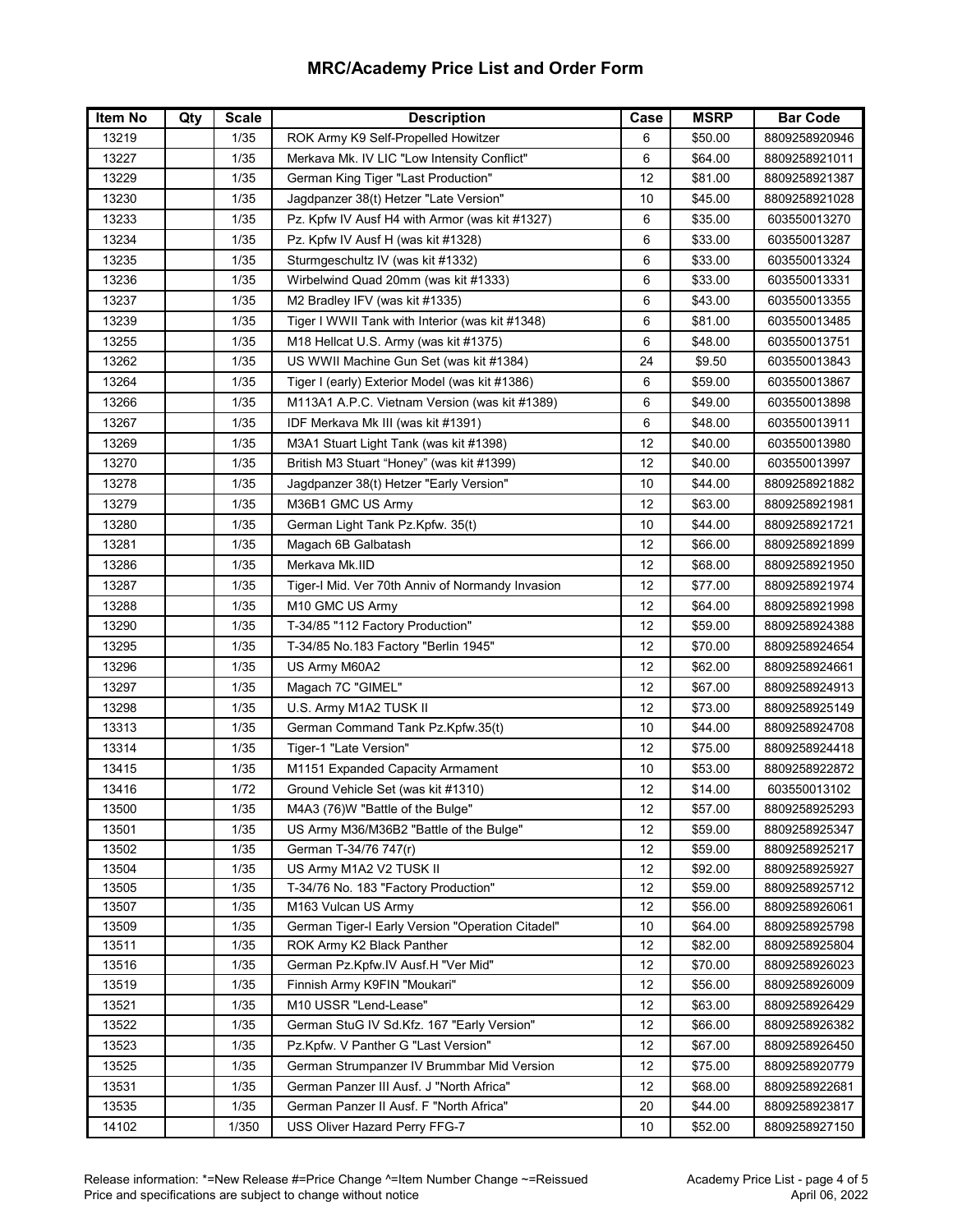# MRC/Academy Price List and Order Form

| Item No | Qty | Scale | Description | Case | MSRP | Bar Code |
|---|---|---|---|---|---|---|
| 13219 | | 1/35 | ROK Army K9 Self-Propelled Howitzer | 6 | $50.00 | 8809258920946 |
| 13227 | | 1/35 | Merkava Mk. IV LIC "Low Intensity Conflict" | 6 | $64.00 | 8809258921011 |
| 13229 | | 1/35 | German King Tiger "Last Production" | 12 | $81.00 | 8809258921387 |
| 13230 | | 1/35 | Jagdpanzer 38(t) Hetzer "Late Version" | 10 | $45.00 | 8809258921028 |
| 13233 | | 1/35 | Pz. Kpfw IV Ausf H4 with Armor (was kit #1327) | 6 | $35.00 | 603550013270 |
| 13234 | | 1/35 | Pz. Kpfw IV Ausf H (was kit #1328) | 6 | $33.00 | 603550013287 |
| 13235 | | 1/35 | Sturmgeschultz IV (was kit #1332) | 6 | $33.00 | 603550013324 |
| 13236 | | 1/35 | Wirbelwind Quad 20mm (was kit #1333) | 6 | $33.00 | 603550013331 |
| 13237 | | 1/35 | M2 Bradley IFV (was kit #1335) | 6 | $43.00 | 603550013355 |
| 13239 | | 1/35 | Tiger I WWII Tank with Interior (was kit #1348) | 6 | $81.00 | 603550013485 |
| 13255 | | 1/35 | M18 Hellcat U.S. Army (was kit #1375) | 6 | $48.00 | 603550013751 |
| 13262 | | 1/35 | US WWII Machine Gun Set (was kit #1384) | 24 | $9.50 | 603550013843 |
| 13264 | | 1/35 | Tiger I (early) Exterior Model (was kit #1386) | 6 | $59.00 | 603550013867 |
| 13266 | | 1/35 | M113A1 A.P.C. Vietnam Version (was kit #1389) | 6 | $49.00 | 603550013898 |
| 13267 | | 1/35 | IDF Merkava Mk III (was kit #1391) | 6 | $48.00 | 603550013911 |
| 13269 | | 1/35 | M3A1 Stuart Light Tank (was kit #1398) | 12 | $40.00 | 603550013980 |
| 13270 | | 1/35 | British M3 Stuart "Honey" (was kit #1399) | 12 | $40.00 | 603550013997 |
| 13278 | | 1/35 | Jagdpanzer 38(t) Hetzer "Early Version" | 10 | $44.00 | 8809258921882 |
| 13279 | | 1/35 | M36B1 GMC US Army | 12 | $63.00 | 8809258921981 |
| 13280 | | 1/35 | German Light Tank Pz.Kpfw. 35(t) | 10 | $44.00 | 8809258921721 |
| 13281 | | 1/35 | Magach 6B Galbatash | 12 | $66.00 | 8809258921899 |
| 13286 | | 1/35 | Merkava Mk.IID | 12 | $68.00 | 8809258921950 |
| 13287 | | 1/35 | Tiger-I Mid. Ver 70th Anniv of Normandy Invasion | 12 | $77.00 | 8809258921974 |
| 13288 | | 1/35 | M10 GMC US Army | 12 | $64.00 | 8809258921998 |
| 13290 | | 1/35 | T-34/85 "112 Factory Production" | 12 | $59.00 | 8809258924388 |
| 13295 | | 1/35 | T-34/85 No.183 Factory "Berlin 1945" | 12 | $70.00 | 8809258924654 |
| 13296 | | 1/35 | US Army M60A2 | 12 | $62.00 | 8809258924661 |
| 13297 | | 1/35 | Magach 7C "GIMEL" | 12 | $67.00 | 8809258924913 |
| 13298 | | 1/35 | U.S. Army M1A2 TUSK II | 12 | $73.00 | 8809258925149 |
| 13313 | | 1/35 | German Command Tank Pz.Kpfw.35(t) | 10 | $44.00 | 8809258924708 |
| 13314 | | 1/35 | Tiger-1 "Late Version" | 12 | $75.00 | 8809258924418 |
| 13415 | | 1/35 | M1151 Expanded Capacity Armament | 10 | $53.00 | 8809258922872 |
| 13416 | | 1/72 | Ground Vehicle Set (was kit #1310) | 12 | $14.00 | 603550013102 |
| 13500 | | 1/35 | M4A3 (76)W "Battle of the Bulge" | 12 | $57.00 | 8809258925293 |
| 13501 | | 1/35 | US Army M36/M36B2 "Battle of the Bulge" | 12 | $59.00 | 8809258925347 |
| 13502 | | 1/35 | German T-34/76 747(r) | 12 | $59.00 | 8809258925217 |
| 13504 | | 1/35 | US Army M1A2 V2 TUSK II | 12 | $92.00 | 8809258925927 |
| 13505 | | 1/35 | T-34/76 No. 183 "Factory Production" | 12 | $59.00 | 8809258925712 |
| 13507 | | 1/35 | M163 Vulcan US Army | 12 | $56.00 | 8809258926061 |
| 13509 | | 1/35 | German Tiger-I Early Version "Operation Citadel" | 10 | $64.00 | 8809258925798 |
| 13511 | | 1/35 | ROK Army K2 Black Panther | 12 | $82.00 | 8809258925804 |
| 13516 | | 1/35 | German Pz.Kpfw.IV Ausf.H "Ver Mid" | 12 | $70.00 | 8809258926023 |
| 13519 | | 1/35 | Finnish Army K9FIN "Moukari" | 12 | $56.00 | 8809258926009 |
| 13521 | | 1/35 | M10 USSR "Lend-Lease" | 12 | $63.00 | 8809258926429 |
| 13522 | | 1/35 | German StuG IV Sd.Kfz. 167 "Early Version" | 12 | $66.00 | 8809258926382 |
| 13523 | | 1/35 | Pz.Kpfw. V Panther G "Last Version" | 12 | $67.00 | 8809258926450 |
| 13525 | | 1/35 | German Strumpanzer IV Brummbar Mid Version | 12 | $75.00 | 8809258920779 |
| 13531 | | 1/35 | German Panzer III Ausf. J "North Africa" | 12 | $68.00 | 8809258922681 |
| 13535 | | 1/35 | German Panzer II Ausf. F "North Africa" | 20 | $44.00 | 8809258923817 |
| 14102 | | 1/350 | USS Oliver Hazard Perry FFG-7 | 10 | $52.00 | 8809258927150 |

Release information: *=New Release #=Price Change ^=Item Number Change ~=Reissued
Price and specifications are subject to change without notice

April 06, 2022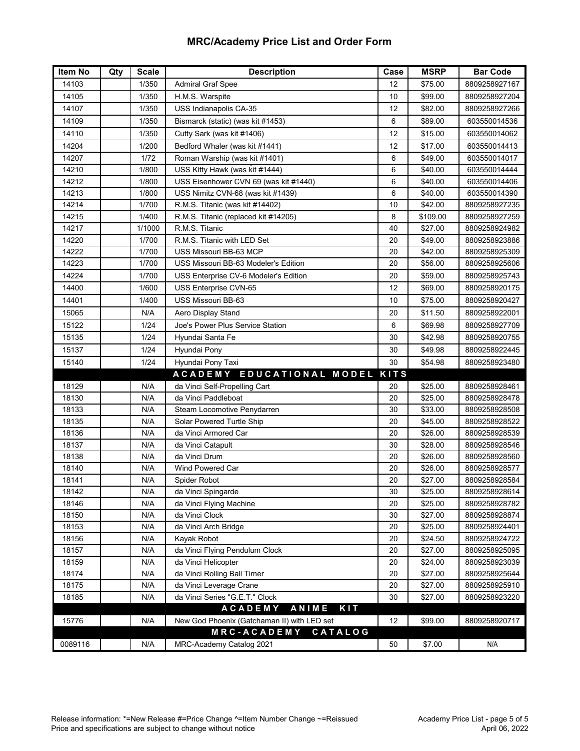# MRC/Academy Price List and Order Form

| Item No | Qty | Scale | Description | Case | MSRP | Bar Code |
|---|---|---|---|---|---|---|
| 14103 | | 1/350 | Admiral Graf Spee | 12 | $75.00 | 8809258927167 |
| 14105 | | 1/350 | H.M.S. Warspite | 10 | $99.00 | 8809258927204 |
| 14107 | | 1/350 | USS Indianapolis CA-35 | 12 | $82.00 | 8809258927266 |
| 14109 | | 1/350 | Bismarck (static) (was kit #1453) | 6 | $89.00 | 603550014536 |
| 14110 | | 1/350 | Cutty Sark (was kit #1406) | 12 | $15.00 | 603550014062 |
| 14204 | | 1/200 | Bedford Whaler (was kit #1441) | 12 | $17.00 | 603550014413 |
| 14207 | | 1/72 | Roman Warship (was kit #1401) | 6 | $49.00 | 603550014017 |
| 14210 | | 1/800 | USS Kitty Hawk (was kit #1444) | 6 | $40.00 | 603550014444 |
| 14212 | | 1/800 | USS Eisenhower CVN 69 (was kit #1440) | 6 | $40.00 | 603550014406 |
| 14213 | | 1/800 | USS Nimitz CVN-68 (was kit #1439) | 6 | $40.00 | 603550014390 |
| 14214 | | 1/700 | R.M.S. Titanic (was kit #14402) | 10 | $42.00 | 8809258927235 |
| 14215 | | 1/400 | R.M.S. Titanic (replaced kit #14205) | 8 | $109.00 | 8809258927259 |
| 14217 | | 1/1000 | R.M.S. Titanic | 40 | $27.00 | 8809258924982 |
| 14220 | | 1/700 | R.M.S. Titanic with LED Set | 20 | $49.00 | 8809258923886 |
| 14222 | | 1/700 | USS Missouri BB-63 MCP | 20 | $42.00 | 8809258925309 |
| 14223 | | 1/700 | USS Missouri BB-63 Modeler's Edition | 20 | $56.00 | 8809258925606 |
| 14224 | | 1/700 | USS Enterprise CV-6 Modeler's Edition | 20 | $59.00 | 8809258925743 |
| 14400 | | 1/600 | USS Enterprise CVN-65 | 12 | $69.00 | 8809258920175 |
| 14401 | | 1/400 | USS Missouri BB-63 | 10 | $75.00 | 8809258920427 |
| 15065 | | N/A | Aero Display Stand | 20 | $11.50 | 8809258922001 |
| 15122 | | 1/24 | Joe's Power Plus Service Station | 6 | $69.98 | 8809258927709 |
| 15135 | | 1/24 | Hyundai Santa Fe | 30 | $42.98 | 8809258920755 |
| 15137 | | 1/24 | Hyundai Pony | 30 | $49.98 | 8809258922445 |
| 15140 | | 1/24 | Hyundai Pony Taxi | 30 | $54.98 | 8809258923480 |
| | | | **ACADEMY EDUCATIONAL MODEL KITS** | | | |
| 18129 | | N/A | da Vinci Self-Propelling Cart | 20 | $25.00 | 8809258928461 |
| 18130 | | N/A | da Vinci Paddleboat | 20 | $25.00 | 8809258928478 |
| 18133 | | N/A | Steam Locomotive Penydarren | 30 | $33.00 | 8809258928508 |
| 18135 | | N/A | Solar Powered Turtle Ship | 20 | $45.00 | 8809258928522 |
| 18136 | | N/A | da Vinci Armored Car | 20 | $26.00 | 8809258928539 |
| 18137 | | N/A | da Vinci Catapult | 30 | $28.00 | 8809258928546 |
| 18138 | | N/A | da Vinci Drum | 20 | $26.00 | 8809258928560 |
| 18140 | | N/A | Wind Powered Car | 20 | $26.00 | 8809258928577 |
| 18141 | | N/A | Spider Robot | 20 | $27.00 | 8809258928584 |
| 18142 | | N/A | da Vinci Spingarde | 30 | $25.00 | 8809258928614 |
| 18146 | | N/A | da Vinci Flying Machine | 20 | $25.00 | 8809258928782 |
| 18150 | | N/A | da Vinci Clock | 30 | $27.00 | 8809258928874 |
| 18153 | | N/A | da Vinci Arch Bridge | 20 | $25.00 | 8809258924401 |
| 18156 | | N/A | Kayak Robot | 20 | $24.50 | 8809258924722 |
| 18157 | | N/A | da Vinci Flying Pendulum Clock | 20 | $27.00 | 8809258925095 |
| 18159 | | N/A | da Vinci Helicopter | 20 | $24.00 | 8809258923039 |
| 18174 | | N/A | da Vinci Rolling Ball Timer | 20 | $27.00 | 8809258925644 |
| 18175 | | N/A | da Vinci Leverage Crane | 20 | $27.00 | 8809258925910 |
| 18185 | | N/A | da Vinci Series "G.E.T." Clock | 30 | $27.00 | 8809258923220 |
| | | | **ACADEMY ANIME KIT** | | | |
| 15776 | | N/A | New God Phoenix (Gatchaman II) with LED set | 12 | $99.00 | 8809258920717 |
| | | | **MRC-ACADEMY CATALOG** | | | |
| 0089116 | | N/A | MRC-Academy Catalog 2021 | 50 | $7.00 | N/A |

Release information: *=New Release #=Price Change ^=Item Number Change ~=Reissued
Price and specifications are subject to change without notice

April 06, 2022